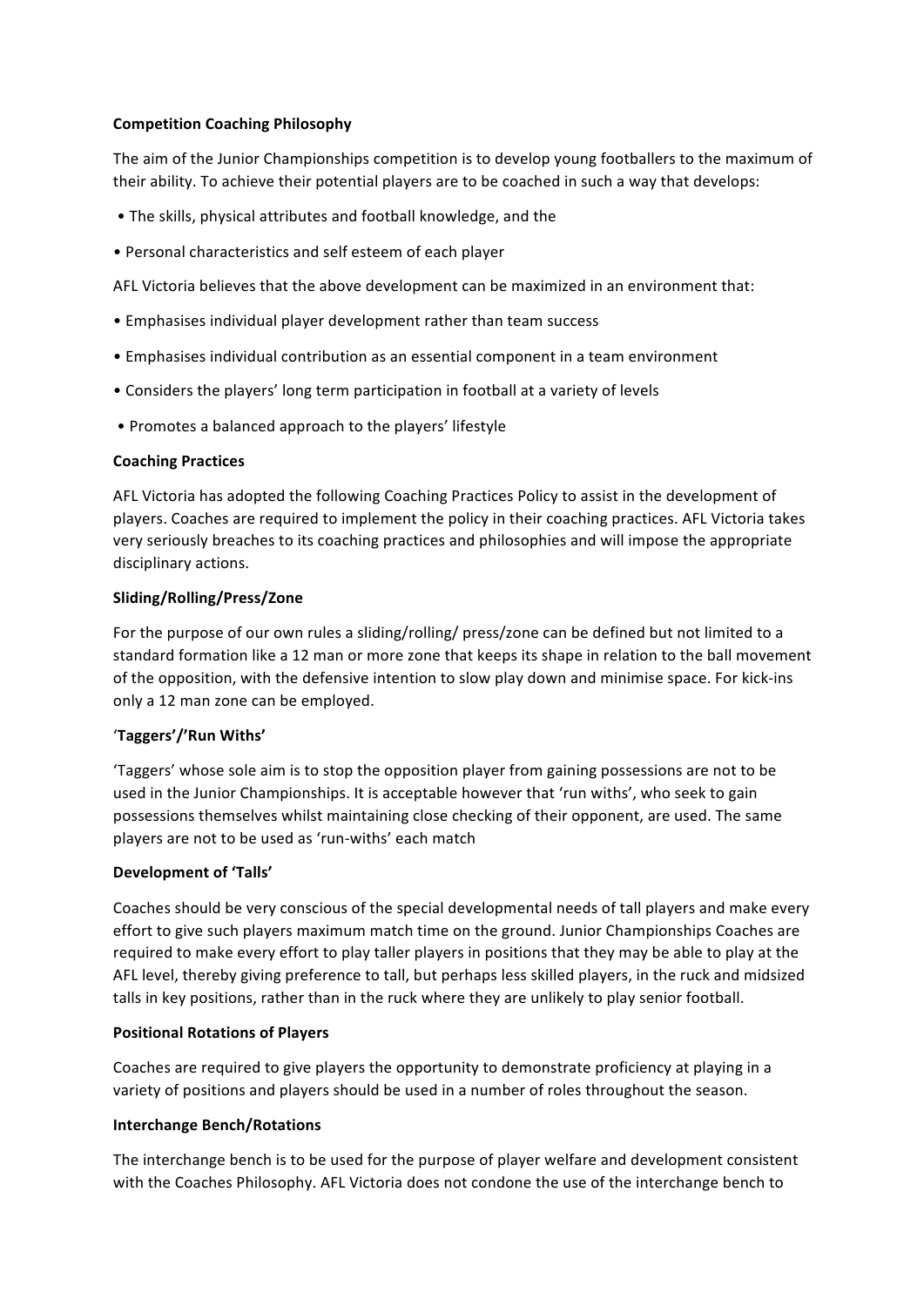**Competition Coaching Philosophy**

The aim of the Junior Championships competition is to develop young footballers to the maximum of their ability. To achieve their potential players are to be coached in such a way that develops:

- The skills, physical attributes and football knowledge, and the
- Personal characteristics and self esteem of each player

AFL Victoria believes that the above development can be maximized in an environment that:

- Emphasises individual player development rather than team success
- Emphasises individual contribution as an essential component in a team environment
- Considers the players' long term participation in football at a variety of levels
- Promotes a balanced approach to the players' lifestyle

**Coaching Practices**

AFL Victoria has adopted the following Coaching Practices Policy to assist in the development of players. Coaches are required to implement the policy in their coaching practices. AFL Victoria takes very seriously breaches to its coaching practices and philosophies and will impose the appropriate disciplinary actions.

**Sliding/Rolling/Press/Zone**

For the purpose of our own rules a sliding/rolling/ press/zone can be defined but not limited to a standard formation like a 12 man or more zone that keeps its shape in relation to the ball movement of the opposition, with the defensive intention to slow play down and minimise space. For kick-ins only a 12 man zone can be employed.

**'Taggers'/'Run Withs'**

'Taggers' whose sole aim is to stop the opposition player from gaining possessions are not to be used in the Junior Championships. It is acceptable however that 'run withs', who seek to gain possessions themselves whilst maintaining close checking of their opponent, are used. The same players are not to be used as 'run-withs' each match

**Development of 'Talls'**

Coaches should be very conscious of the special developmental needs of tall players and make every effort to give such players maximum match time on the ground. Junior Championships Coaches are required to make every effort to play taller players in positions that they may be able to play at the AFL level, thereby giving preference to tall, but perhaps less skilled players, in the ruck and midsized talls in key positions, rather than in the ruck where they are unlikely to play senior football.

**Positional Rotations of Players**

Coaches are required to give players the opportunity to demonstrate proficiency at playing in a variety of positions and players should be used in a number of roles throughout the season.

**Interchange Bench/Rotations**

The interchange bench is to be used for the purpose of player welfare and development consistent with the Coaches Philosophy. AFL Victoria does not condone the use of the interchange bench to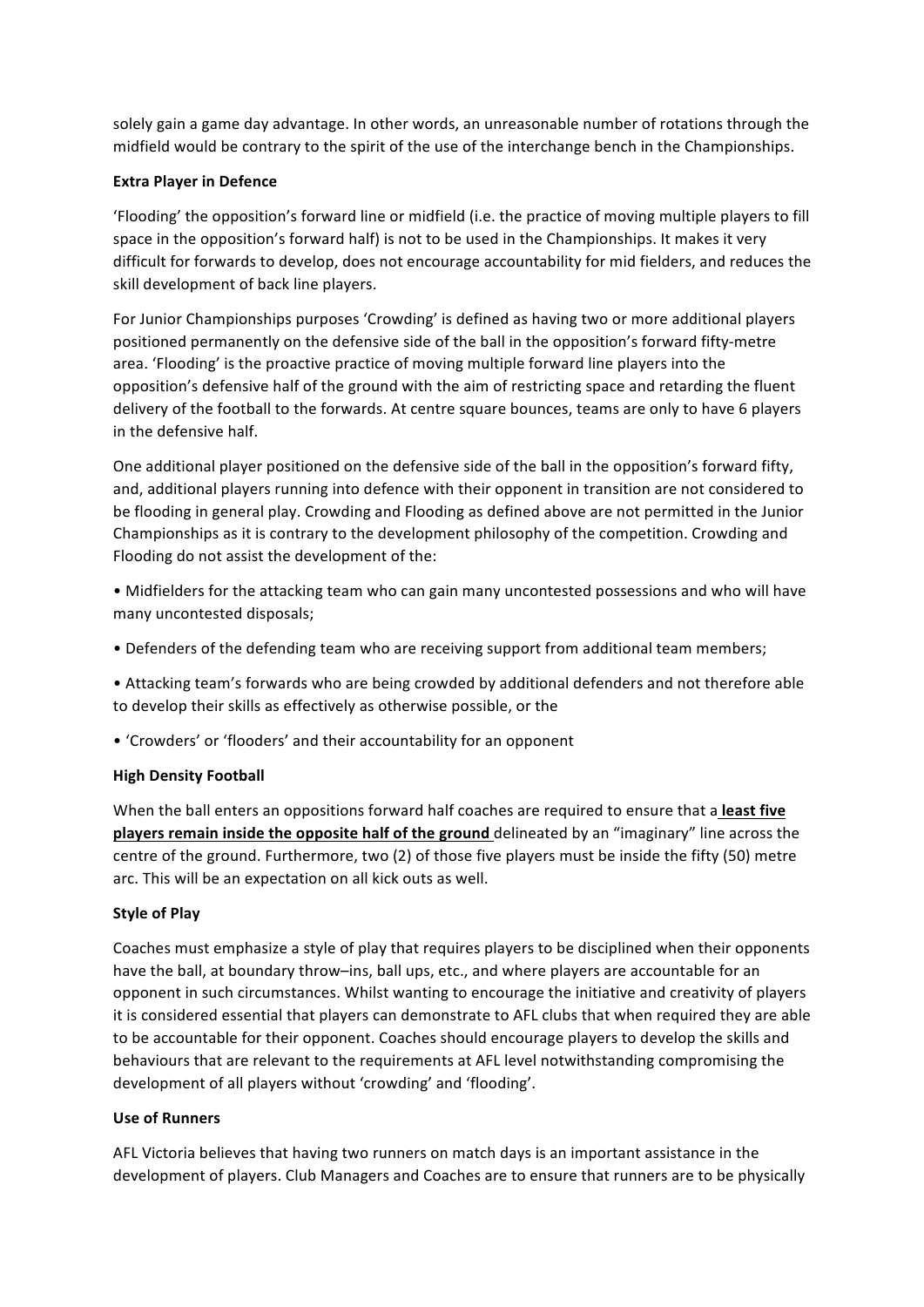solely gain a game day advantage. In other words, an unreasonable number of rotations through the midfield would be contrary to the spirit of the use of the interchange bench in the Championships.

**Extra Player in Defence**

'Flooding' the opposition's forward line or midfield (i.e. the practice of moving multiple players to fill space in the opposition's forward half) is not to be used in the Championships. It makes it very difficult for forwards to develop, does not encourage accountability for mid fielders, and reduces the skill development of back line players.

For Junior Championships purposes 'Crowding' is defined as having two or more additional players positioned permanently on the defensive side of the ball in the opposition's forward fifty-metre area. 'Flooding' is the proactive practice of moving multiple forward line players into the opposition's defensive half of the ground with the aim of restricting space and retarding the fluent delivery of the football to the forwards. At centre square bounces, teams are only to have 6 players in the defensive half.

One additional player positioned on the defensive side of the ball in the opposition's forward fifty, and, additional players running into defence with their opponent in transition are not considered to be flooding in general play. Crowding and Flooding as defined above are not permitted in the Junior Championships as it is contrary to the development philosophy of the competition. Crowding and Flooding do not assist the development of the:

- Midfielders for the attacking team who can gain many uncontested possessions and who will have many uncontested disposals;
- Defenders of the defending team who are receiving support from additional team members;
- Attacking team's forwards who are being crowded by additional defenders and not therefore able to develop their skills as effectively as otherwise possible, or the
- 'Crowders' or 'flooders' and their accountability for an opponent

**High Density Football**

When the ball enters an oppositions forward half coaches are required to ensure that a **least five players remain inside the opposite half of the ground** delineated by an "imaginary" line across the centre of the ground. Furthermore, two (2) of those five players must be inside the fifty (50) metre arc. This will be an expectation on all kick outs as well.

**Style of Play**

Coaches must emphasize a style of play that requires players to be disciplined when their opponents have the ball, at boundary throw–ins, ball ups, etc., and where players are accountable for an opponent in such circumstances. Whilst wanting to encourage the initiative and creativity of players it is considered essential that players can demonstrate to AFL clubs that when required they are able to be accountable for their opponent. Coaches should encourage players to develop the skills and behaviours that are relevant to the requirements at AFL level notwithstanding compromising the development of all players without 'crowding' and 'flooding'.

**Use of Runners**

AFL Victoria believes that having two runners on match days is an important assistance in the development of players. Club Managers and Coaches are to ensure that runners are to be physically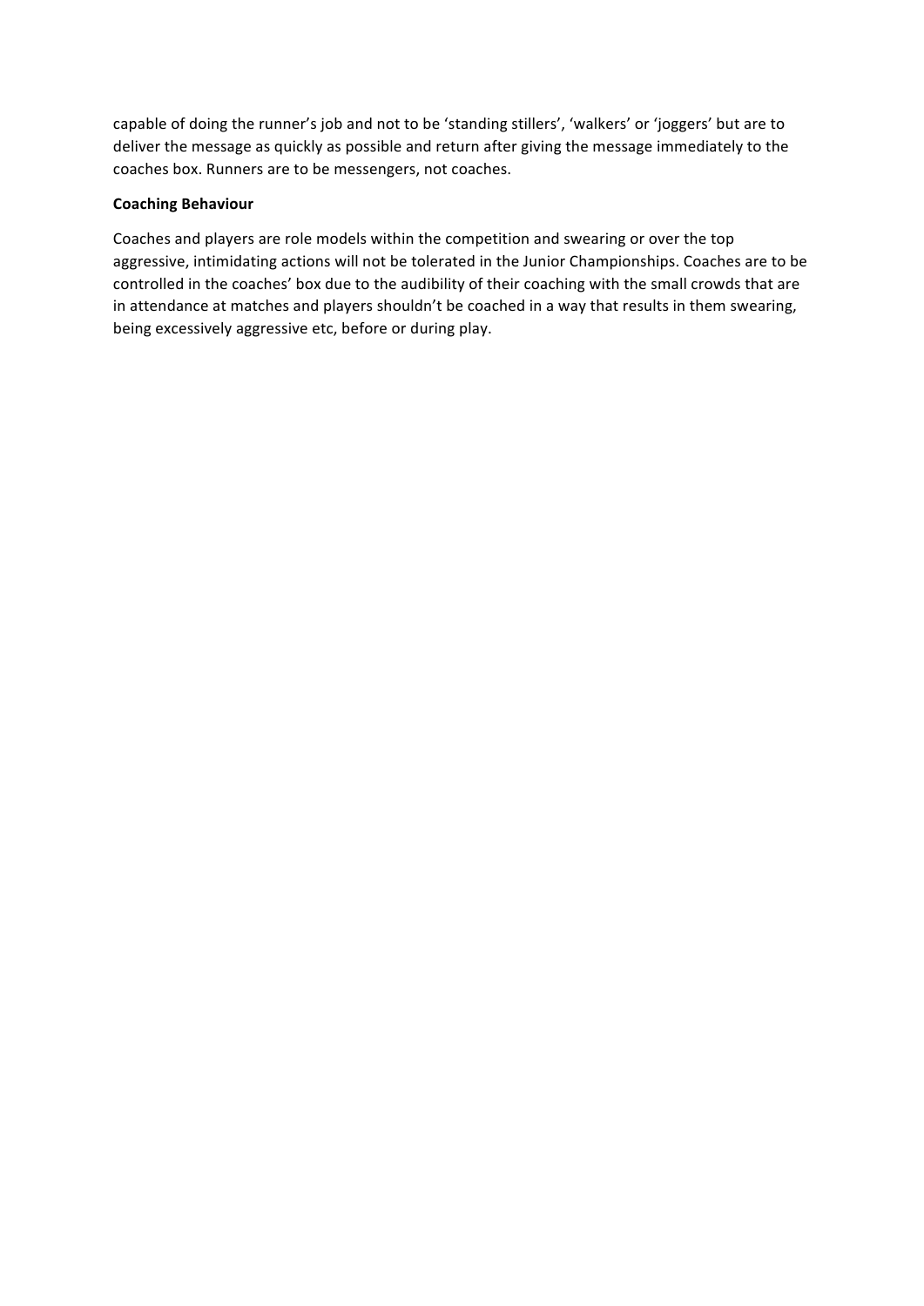capable of doing the runner's job and not to be 'standing stillers', 'walkers' or 'joggers' but are to deliver the message as quickly as possible and return after giving the message immediately to the coaches box. Runners are to be messengers, not coaches.

**Coaching Behaviour**

Coaches and players are role models within the competition and swearing or over the top aggressive, intimidating actions will not be tolerated in the Junior Championships. Coaches are to be controlled in the coaches' box due to the audibility of their coaching with the small crowds that are in attendance at matches and players shouldn't be coached in a way that results in them swearing, being excessively aggressive etc, before or during play.